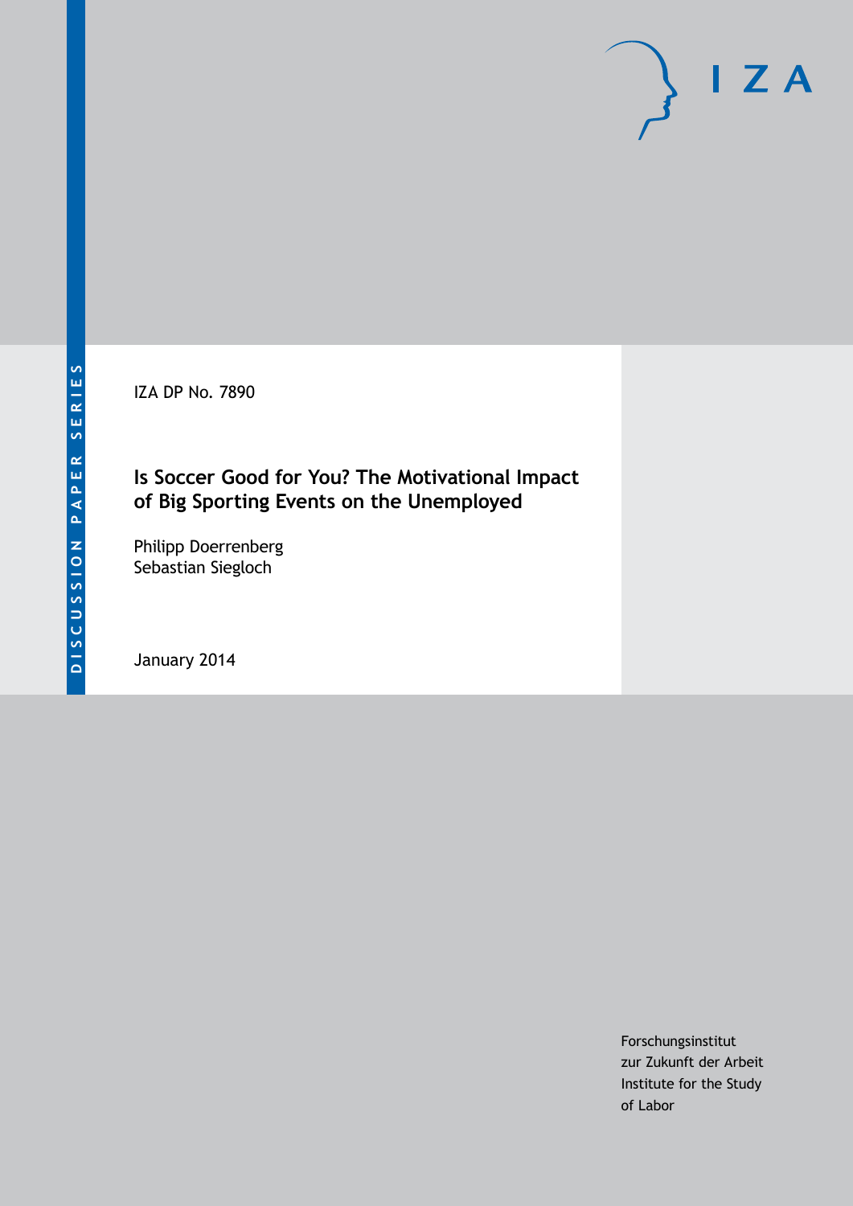DISCUSSION PAPER SERIES

IZA DP No. 7890

# Is Soccer Good for You? The Motivational Impact of Big Sporting Events on the Unemployed

Philipp Doerrenberg
Sebastian Siegloch

January 2014

IZA

Forschungsinstitut
zur Zukunft der Arbeit
Institute for the Study
of Labor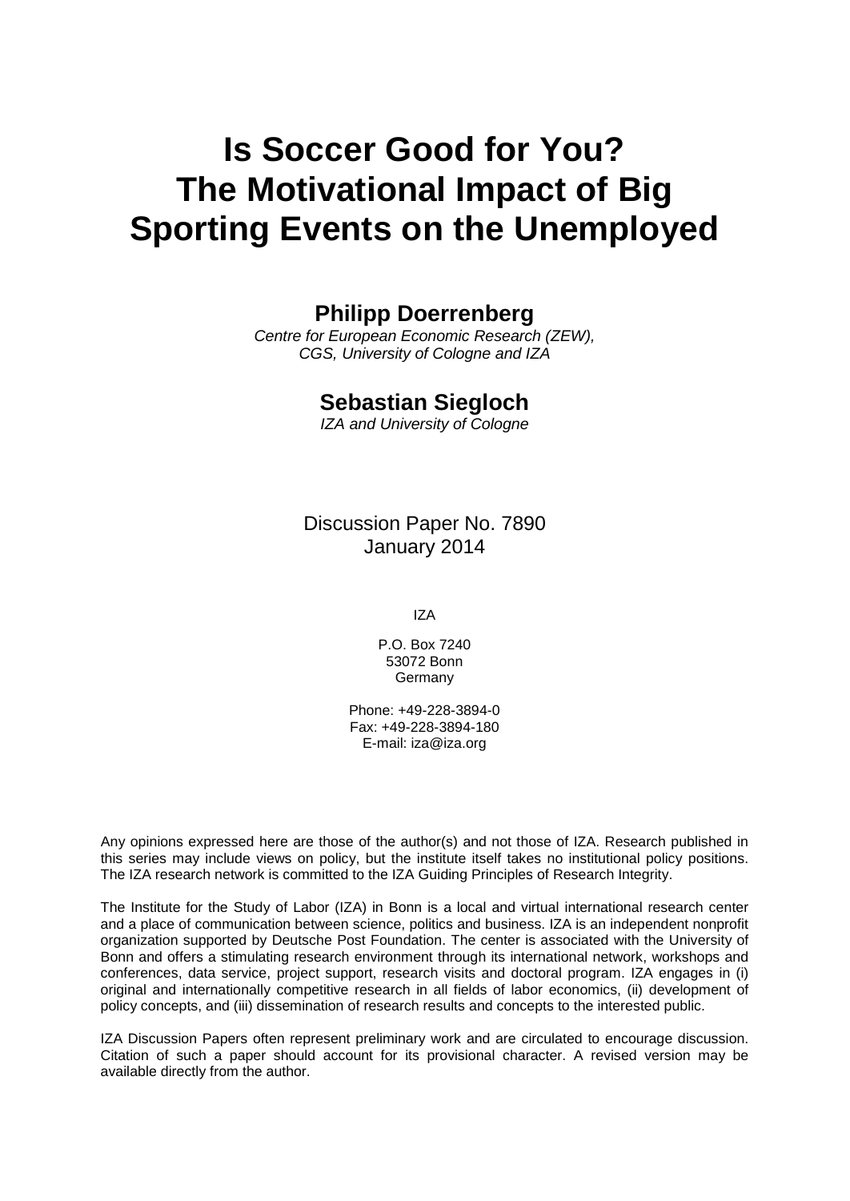# Is Soccer Good for You? The Motivational Impact of Big Sporting Events on the Unemployed

**Philipp Doerrenberg**

*Centre for European Economic Research (ZEW), CGS, University of Cologne and IZA*

**Sebastian Siegloch**

*IZA and University of Cologne*

Discussion Paper No. 7890
January 2014

IZA

P.O. Box 7240
53072 Bonn
Germany

Phone: +49-228-3894-0
Fax: +49-228-3894-180
E-mail: iza@iza.org

Any opinions expressed here are those of the author(s) and not those of IZA. Research published in this series may include views on policy, but the institute itself takes no institutional policy positions. The IZA research network is committed to the IZA Guiding Principles of Research Integrity.

The Institute for the Study of Labor (IZA) in Bonn is a local and virtual international research center and a place of communication between science, politics and business. IZA is an independent nonprofit organization supported by Deutsche Post Foundation. The center is associated with the University of Bonn and offers a stimulating research environment through its international network, workshops and conferences, data service, project support, research visits and doctoral program. IZA engages in (i) original and internationally competitive research in all fields of labor economics, (ii) development of policy concepts, and (iii) dissemination of research results and concepts to the interested public.

IZA Discussion Papers often represent preliminary work and are circulated to encourage discussion. Citation of such a paper should account for its provisional character. A revised version may be available directly from the author.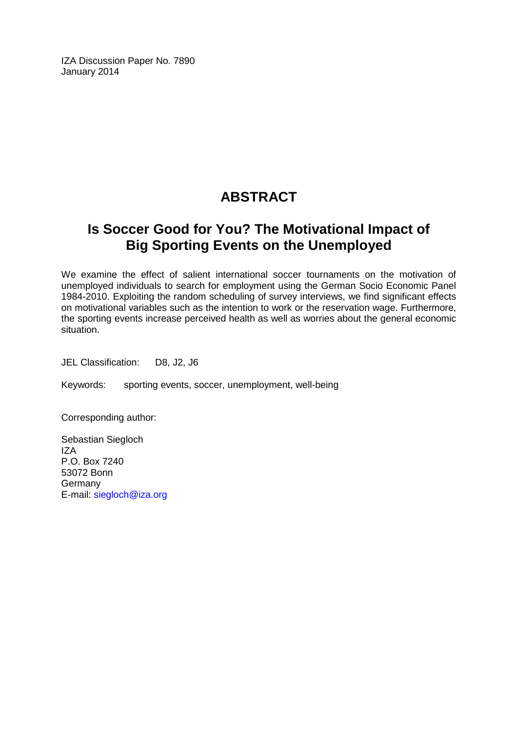IZA Discussion Paper No. 7890
January 2014

# ABSTRACT

## Is Soccer Good for You? The Motivational Impact of Big Sporting Events on the Unemployed

We examine the effect of salient international soccer tournaments on the motivation of unemployed individuals to search for employment using the German Socio Economic Panel 1984-2010. Exploiting the random scheduling of survey interviews, we find significant effects on motivational variables such as the intention to work or the reservation wage. Furthermore, the sporting events increase perceived health as well as worries about the general economic situation.

JEL Classification: D8, J2, J6

Keywords: sporting events, soccer, unemployment, well-being

Corresponding author:

Sebastian Siegloch
IZA
P.O. Box 7240
53072 Bonn
Germany
E-mail: siegloch@iza.org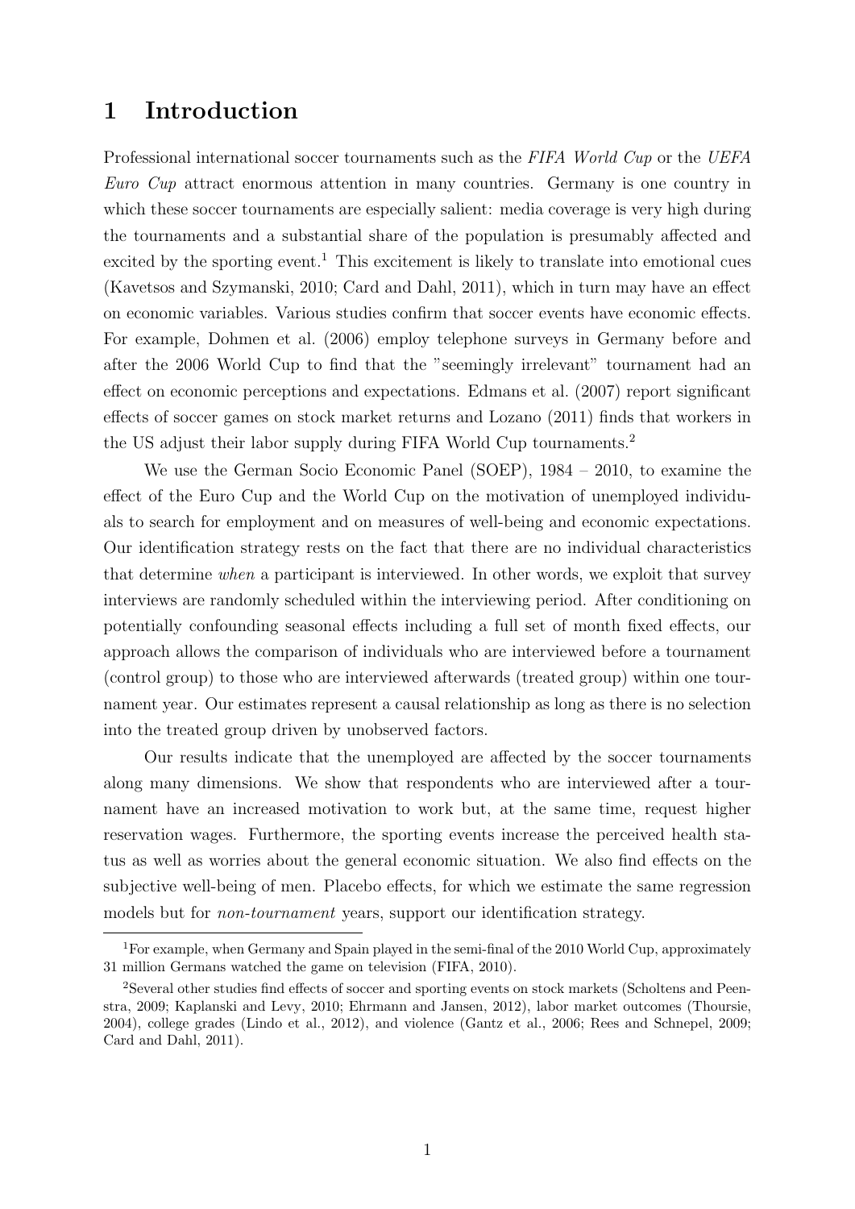# 1 Introduction

Professional international soccer tournaments such as the *FIFA World Cup* or the *UEFA Euro Cup* attract enormous attention in many countries. Germany is one country in which these soccer tournaments are especially salient: media coverage is very high during the tournaments and a substantial share of the population is presumably affected and excited by the sporting event.[1] This excitement is likely to translate into emotional cues (Kavetsos and Szymanski, 2010; Card and Dahl, 2011), which in turn may have an effect on economic variables. Various studies confirm that soccer events have economic effects. For example, Dohmen et al. (2006) employ telephone surveys in Germany before and after the 2006 World Cup to find that the "seemingly irrelevant" tournament had an effect on economic perceptions and expectations. Edmans et al. (2007) report significant effects of soccer games on stock market returns and Lozano (2011) finds that workers in the US adjust their labor supply during FIFA World Cup tournaments.[2]

We use the German Socio Economic Panel (SOEP), 1984 – 2010, to examine the effect of the Euro Cup and the World Cup on the motivation of unemployed individuals to search for employment and on measures of well-being and economic expectations. Our identification strategy rests on the fact that there are no individual characteristics that determine *when* a participant is interviewed. In other words, we exploit that survey interviews are randomly scheduled within the interviewing period. After conditioning on potentially confounding seasonal effects including a full set of month fixed effects, our approach allows the comparison of individuals who are interviewed before a tournament (control group) to those who are interviewed afterwards (treated group) within one tournament year. Our estimates represent a causal relationship as long as there is no selection into the treated group driven by unobserved factors.

Our results indicate that the unemployed are affected by the soccer tournaments along many dimensions. We show that respondents who are interviewed after a tournament have an increased motivation to work but, at the same time, request higher reservation wages. Furthermore, the sporting events increase the perceived health status as well as worries about the general economic situation. We also find effects on the subjective well-being of men. Placebo effects, for which we estimate the same regression models but for *non-tournament* years, support our identification strategy.

[1] For example, when Germany and Spain played in the semi-final of the 2010 World Cup, approximately 31 million Germans watched the game on television (FIFA, 2010).

[2] Several other studies find effects of soccer and sporting events on stock markets (Scholtens and Peenstra, 2009; Kaplanski and Levy, 2010; Ehrmann and Jansen, 2012), labor market outcomes (Thoursie, 2004), college grades (Lindo et al., 2012), and violence (Gantz et al., 2006; Rees and Schnepel, 2009; Card and Dahl, 2011).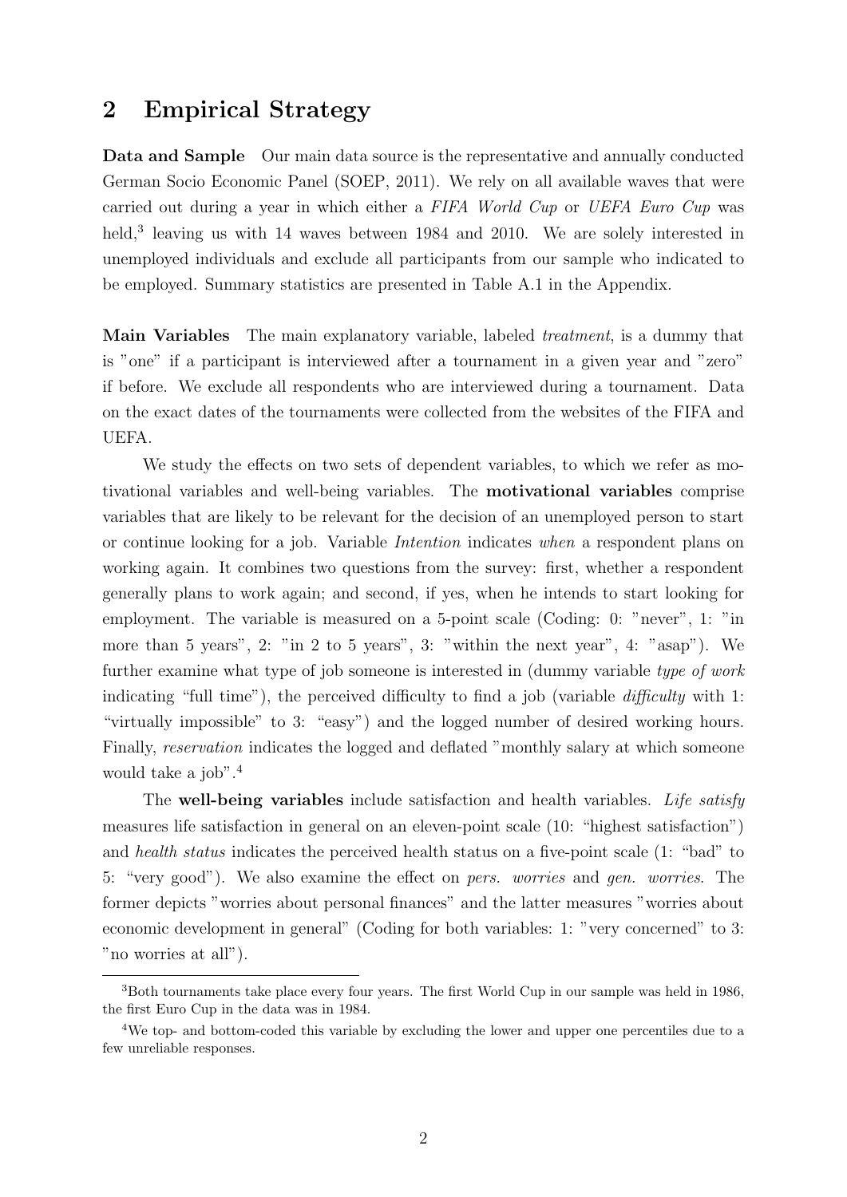## 2 Empirical Strategy

**Data and Sample** Our main data source is the representative and annually conducted German Socio Economic Panel (SOEP, 2011). We rely on all available waves that were carried out during a year in which either a *FIFA World Cup* or *UEFA Euro Cup* was held,[3] leaving us with 14 waves between 1984 and 2010. We are solely interested in unemployed individuals and exclude all participants from our sample who indicated to be employed. Summary statistics are presented in Table A.1 in the Appendix.

**Main Variables** The main explanatory variable, labeled *treatment*, is a dummy that is "one" if a participant is interviewed after a tournament in a given year and "zero" if before. We exclude all respondents who are interviewed during a tournament. Data on the exact dates of the tournaments were collected from the websites of the FIFA and UEFA.

We study the effects on two sets of dependent variables, to which we refer as motivational variables and well-being variables. The **motivational variables** comprise variables that are likely to be relevant for the decision of an unemployed person to start or continue looking for a job. Variable *Intention* indicates *when* a respondent plans on working again. It combines two questions from the survey: first, whether a respondent generally plans to work again; and second, if yes, when he intends to start looking for employment. The variable is measured on a 5-point scale (Coding: 0: "never", 1: "in more than 5 years", 2: "in 2 to 5 years", 3: "within the next year", 4: "asap"). We further examine what type of job someone is interested in (dummy variable *type of work* indicating "full time"), the perceived difficulty to find a job (variable *difficulty* with 1: "virtually impossible" to 3: "easy") and the logged number of desired working hours. Finally, *reservation* indicates the logged and deflated "monthly salary at which someone would take a job".[4]

The **well-being variables** include satisfaction and health variables. *Life satisfy* measures life satisfaction in general on an eleven-point scale (10: "highest satisfaction") and *health status* indicates the perceived health status on a five-point scale (1: "bad" to 5: "very good"). We also examine the effect on *pers. worries* and *gen. worries*. The former depicts "worries about personal finances" and the latter measures "worries about economic development in general" (Coding for both variables: 1: "very concerned" to 3: "no worries at all").

[3]Both tournaments take place every four years. The first World Cup in our sample was held in 1986, the first Euro Cup in the data was in 1984.

[4]We top- and bottom-coded this variable by excluding the lower and upper one percentiles due to a few unreliable responses.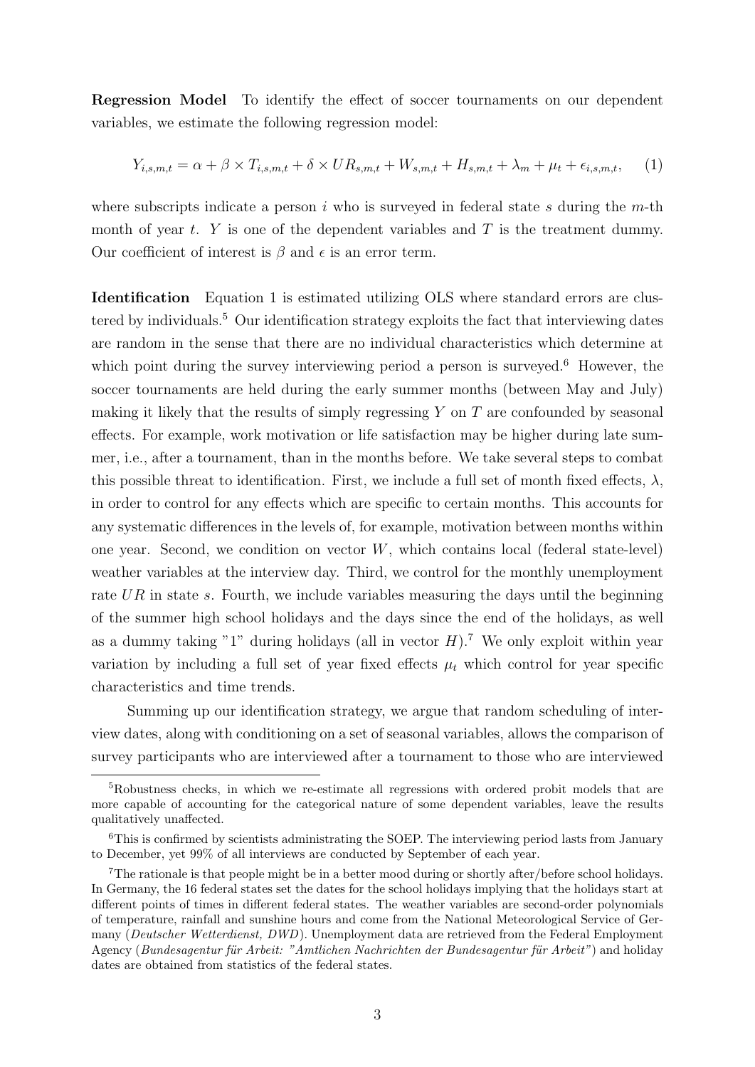**Regression Model** To identify the effect of soccer tournaments on our dependent variables, we estimate the following regression model:

$$Y_{i,s,m,t} = \alpha + \beta \times T_{i,s,m,t} + \delta \times UR_{s,m,t} + W_{s,m,t} + H_{s,m,t} + \lambda_m + \mu_t + \epsilon_{i,s,m,t}, \quad (1)$$

where subscripts indicate a person $i$ who is surveyed in federal state $s$ during the $m$-th month of year $t$. $Y$ is one of the dependent variables and $T$ is the treatment dummy. Our coefficient of interest is $\beta$ and $\epsilon$ is an error term.

**Identification** Equation 1 is estimated utilizing OLS where standard errors are clustered by individuals.[5] Our identification strategy exploits the fact that interviewing dates are random in the sense that there are no individual characteristics which determine at which point during the survey interviewing period a person is surveyed.[6] However, the soccer tournaments are held during the early summer months (between May and July) making it likely that the results of simply regressing $Y$ on $T$ are confounded by seasonal effects. For example, work motivation or life satisfaction may be higher during late summer, i.e., after a tournament, than in the months before. We take several steps to combat this possible threat to identification. First, we include a full set of month fixed effects, $\lambda$, in order to control for any effects which are specific to certain months. This accounts for any systematic differences in the levels of, for example, motivation between months within one year. Second, we condition on vector $W$, which contains local (federal state-level) weather variables at the interview day. Third, we control for the monthly unemployment rate $UR$ in state $s$. Fourth, we include variables measuring the days until the beginning of the summer high school holidays and the days since the end of the holidays, as well as a dummy taking "1" during holidays (all in vector $H$).[7] We only exploit within year variation by including a full set of year fixed effects $\mu_t$ which control for year specific characteristics and time trends.

Summing up our identification strategy, we argue that random scheduling of interview dates, along with conditioning on a set of seasonal variables, allows the comparison of survey participants who are interviewed after a tournament to those who are interviewed

[5] Robustness checks, in which we re-estimate all regressions with ordered probit models that are more capable of accounting for the categorical nature of some dependent variables, leave the results qualitatively unaffected.

[6] This is confirmed by scientists administrating the SOEP. The interviewing period lasts from January to December, yet 99% of all interviews are conducted by September of each year.

[7] The rationale is that people might be in a better mood during or shortly after/before school holidays. In Germany, the 16 federal states set the dates for the school holidays implying that the holidays start at different points of times in different federal states. The weather variables are second-order polynomials of temperature, rainfall and sunshine hours and come from the National Meteorological Service of Germany (*Deutscher Wetterdienst, DWD*). Unemployment data are retrieved from the Federal Employment Agency (*Bundesagentur für Arbeit: "Amtlichen Nachrichten der Bundesagentur für Arbeit"*) and holiday dates are obtained from statistics of the federal states.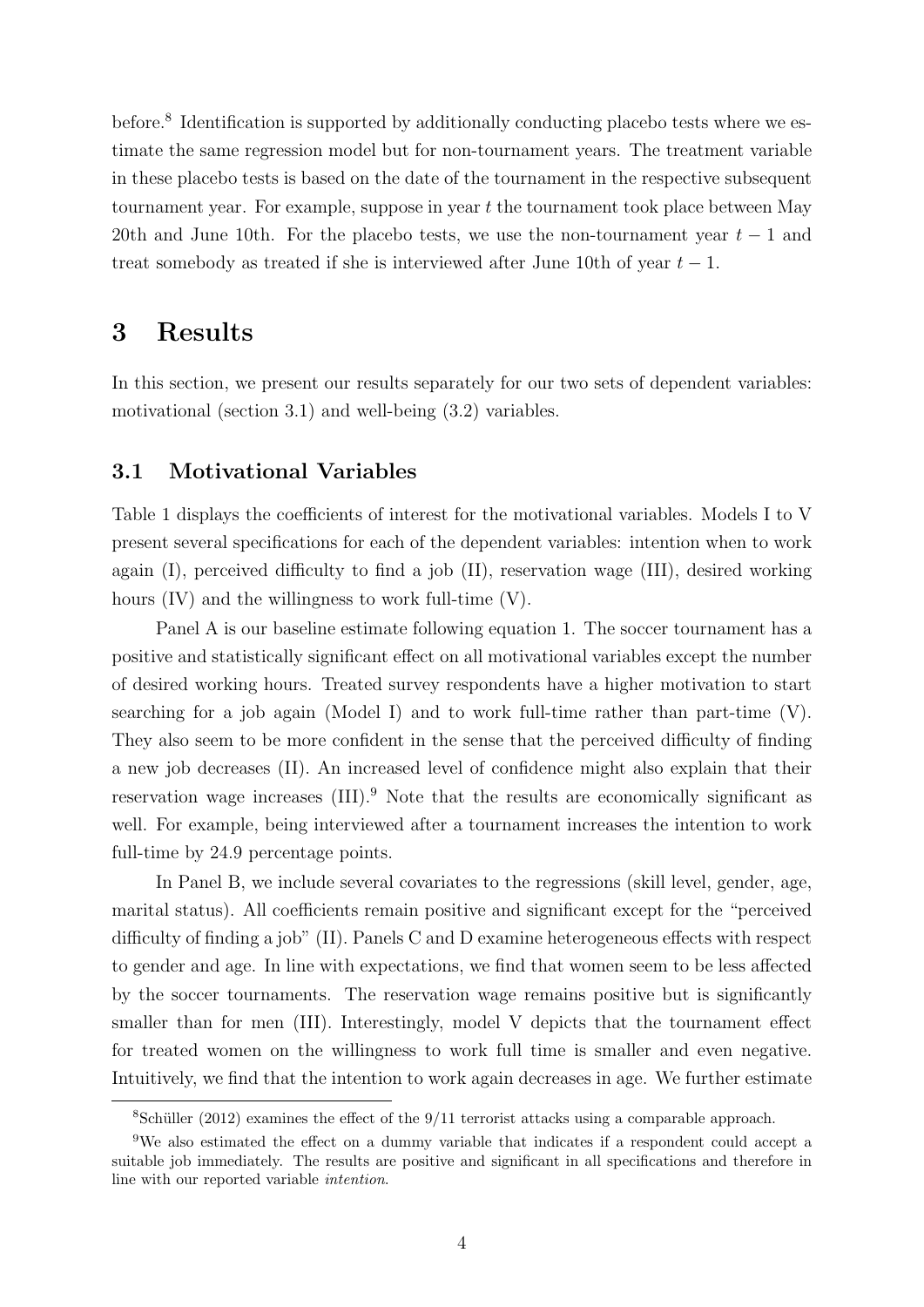before.[8] Identification is supported by additionally conducting placebo tests where we estimate the same regression model but for non-tournament years. The treatment variable in these placebo tests is based on the date of the tournament in the respective subsequent tournament year. For example, suppose in year $t$ the tournament took place between May 20th and June 10th. For the placebo tests, we use the non-tournament year $t-1$ and treat somebody as treated if she is interviewed after June 10th of year $t-1$.

# 3 Results

In this section, we present our results separately for our two sets of dependent variables: motivational (section 3.1) and well-being (3.2) variables.

## 3.1 Motivational Variables

Table 1 displays the coefficients of interest for the motivational variables. Models I to V present several specifications for each of the dependent variables: intention when to work again (I), perceived difficulty to find a job (II), reservation wage (III), desired working hours (IV) and the willingness to work full-time (V).

Panel A is our baseline estimate following equation 1. The soccer tournament has a positive and statistically significant effect on all motivational variables except the number of desired working hours. Treated survey respondents have a higher motivation to start searching for a job again (Model I) and to work full-time rather than part-time (V). They also seem to be more confident in the sense that the perceived difficulty of finding a new job decreases (II). An increased level of confidence might also explain that their reservation wage increases (III).[9] Note that the results are economically significant as well. For example, being interviewed after a tournament increases the intention to work full-time by 24.9 percentage points.

In Panel B, we include several covariates to the regressions (skill level, gender, age, marital status). All coefficients remain positive and significant except for the "perceived difficulty of finding a job" (II). Panels C and D examine heterogeneous effects with respect to gender and age. In line with expectations, we find that women seem to be less affected by the soccer tournaments. The reservation wage remains positive but is significantly smaller than for men (III). Interestingly, model V depicts that the tournament effect for treated women on the willingness to work full time is smaller and even negative. Intuitively, we find that the intention to work again decreases in age. We further estimate

[8] Schüller (2012) examines the effect of the 9/11 terrorist attacks using a comparable approach.

[9] We also estimated the effect on a dummy variable that indicates if a respondent could accept a suitable job immediately. The results are positive and significant in all specifications and therefore in line with our reported variable *intention*.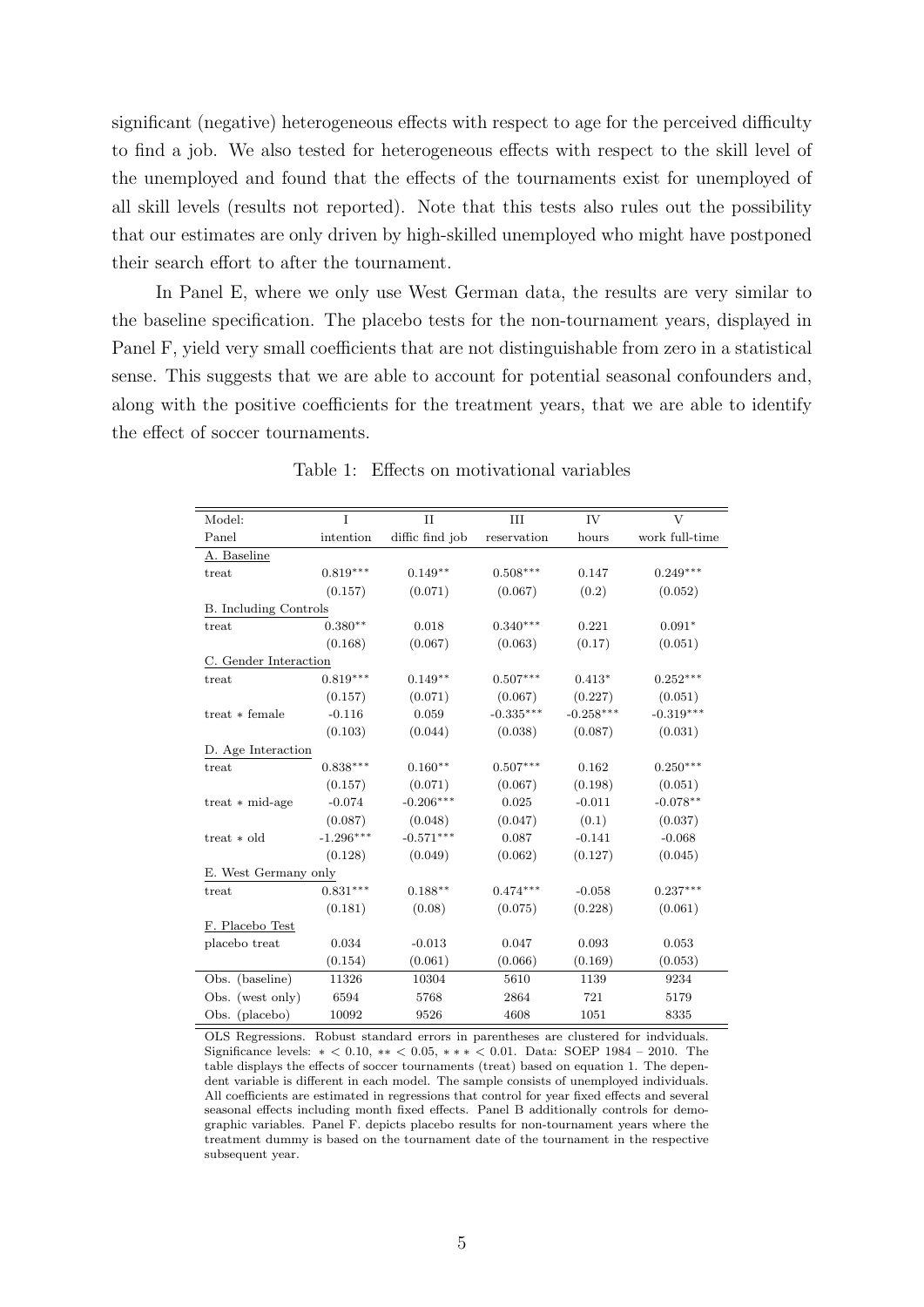significant (negative) heterogeneous effects with respect to age for the perceived difficulty to find a job. We also tested for heterogeneous effects with respect to the skill level of the unemployed and found that the effects of the tournaments exist for unemployed of all skill levels (results not reported). Note that this tests also rules out the possibility that our estimates are only driven by high-skilled unemployed who might have postponed their search effort to after the tournament.

In Panel E, where we only use West German data, the results are very similar to the baseline specification. The placebo tests for the non-tournament years, displayed in Panel F, yield very small coefficients that are not distinguishable from zero in a statistical sense. This suggests that we are able to account for potential seasonal confounders and, along with the positive coefficients for the treatment years, that we are able to identify the effect of soccer tournaments.

Table 1: Effects on motivational variables

| Model: | I | II | III | IV | V |
|---|---|---|---|---|---|
| Panel | intention | diffic find job | reservation | hours | work full-time |
| A. Baseline | | | | | |
| treat | 0.819*** | 0.149** | 0.508*** | 0.147 | 0.249*** |
| | (0.157) | (0.071) | (0.067) | (0.2) | (0.052) |
| B. Including Controls | | | | | |
| treat | 0.380** | 0.018 | 0.340*** | 0.221 | 0.091* |
| | (0.168) | (0.067) | (0.063) | (0.17) | (0.051) |
| C. Gender Interaction | | | | | |
| treat | 0.819*** | 0.149** | 0.507*** | 0.413* | 0.252*** |
| | (0.157) | (0.071) | (0.067) | (0.227) | (0.051) |
| treat * female | -0.116 | 0.059 | -0.335*** | -0.258*** | -0.319*** |
| | (0.103) | (0.044) | (0.038) | (0.087) | (0.031) |
| D. Age Interaction | | | | | |
| treat | 0.838*** | 0.160** | 0.507*** | 0.162 | 0.250*** |
| | (0.157) | (0.071) | (0.067) | (0.198) | (0.051) |
| treat * mid-age | -0.074 | -0.206*** | 0.025 | -0.011 | -0.078** |
| | (0.087) | (0.048) | (0.047) | (0.1) | (0.037) |
| treat * old | -1.296*** | -0.571*** | 0.087 | -0.141 | -0.068 |
| | (0.128) | (0.049) | (0.062) | (0.127) | (0.045) |
| E. West Germany only | | | | | |
| treat | 0.831*** | 0.188** | 0.474*** | -0.058 | 0.237*** |
| | (0.181) | (0.08) | (0.075) | (0.228) | (0.061) |
| F. Placebo Test | | | | | |
| placebo treat | 0.034 | -0.013 | 0.047 | 0.093 | 0.053 |
| | (0.154) | (0.061) | (0.066) | (0.169) | (0.053) |
| Obs. (baseline) | 11326 | 10304 | 5610 | 1139 | 9234 |
| Obs. (west only) | 6594 | 5768 | 2864 | 721 | 5179 |
| Obs. (placebo) | 10092 | 9526 | 4608 | 1051 | 8335 |

OLS Regressions. Robust standard errors in parentheses are clustered for indviduals. Significance levels: * < 0.10, ** < 0.05, * * * < 0.01. Data: SOEP 1984 – 2010. The table displays the effects of soccer tournaments (treat) based on equation 1. The dependent variable is different in each model. The sample consists of unemployed individuals. All coefficients are estimated in regressions that control for year fixed effects and several seasonal effects including month fixed effects. Panel B additionally controls for demographic variables. Panel F. depicts placebo results for non-tournament years where the treatment dummy is based on the tournament date of the tournament in the respective subsequent year.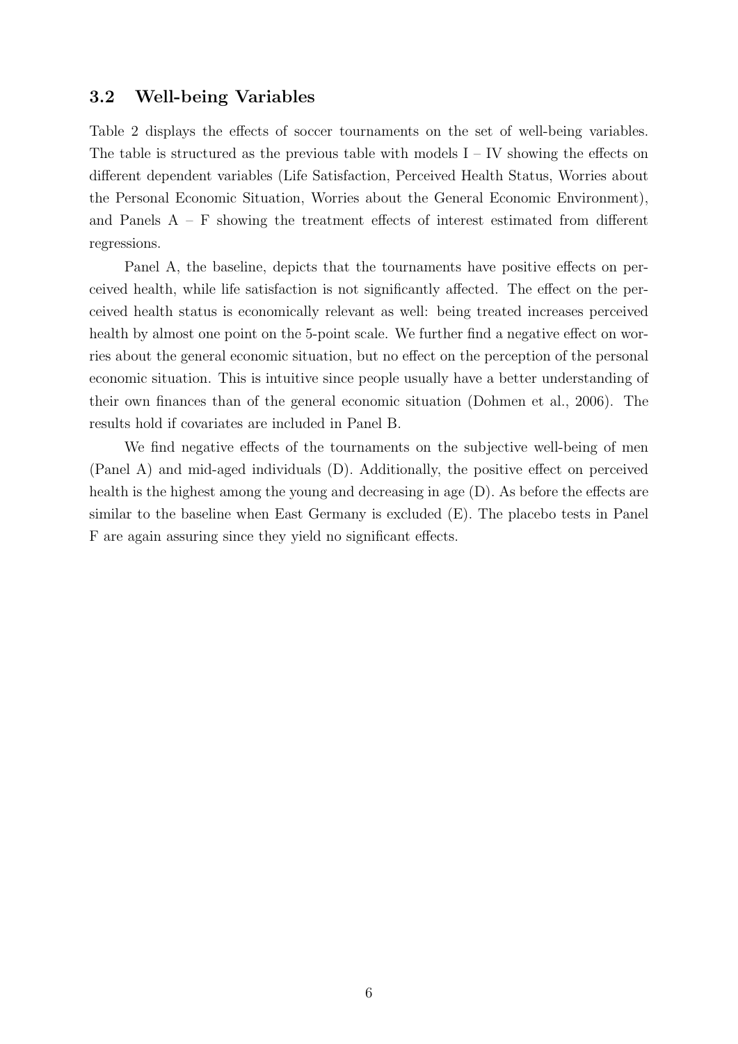### 3.2 Well-being Variables

Table 2 displays the effects of soccer tournaments on the set of well-being variables. The table is structured as the previous table with models I – IV showing the effects on different dependent variables (Life Satisfaction, Perceived Health Status, Worries about the Personal Economic Situation, Worries about the General Economic Environment), and Panels A – F showing the treatment effects of interest estimated from different regressions.

Panel A, the baseline, depicts that the tournaments have positive effects on perceived health, while life satisfaction is not significantly affected. The effect on the perceived health status is economically relevant as well: being treated increases perceived health by almost one point on the 5-point scale. We further find a negative effect on worries about the general economic situation, but no effect on the perception of the personal economic situation. This is intuitive since people usually have a better understanding of their own finances than of the general economic situation (Dohmen et al., 2006). The results hold if covariates are included in Panel B.

We find negative effects of the tournaments on the subjective well-being of men (Panel A) and mid-aged individuals (D). Additionally, the positive effect on perceived health is the highest among the young and decreasing in age (D). As before the effects are similar to the baseline when East Germany is excluded (E). The placebo tests in Panel F are again assuring since they yield no significant effects.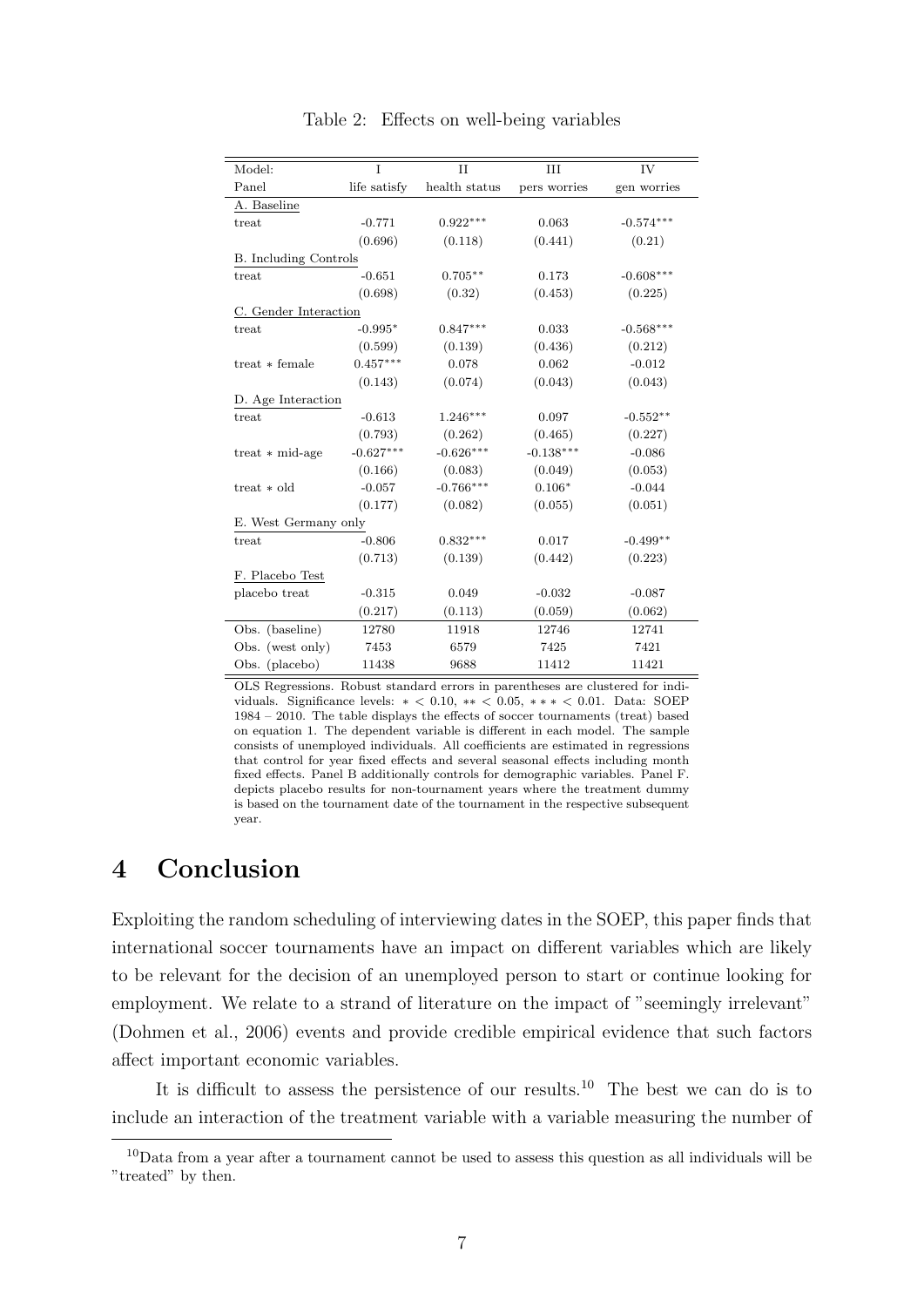Table 2: Effects on well-being variables

| Model: | I | II | III | IV |
|---|---|---|---|---|
| Panel | life satisfy | health status | pers worries | gen worries |
| A. Baseline | | | | |
| treat | -0.771 | 0.922*** | 0.063 | -0.574*** |
| | (0.696) | (0.118) | (0.441) | (0.21) |
| B. Including Controls | | | | |
| treat | -0.651 | 0.705** | 0.173 | -0.608*** |
| | (0.698) | (0.32) | (0.453) | (0.225) |
| C. Gender Interaction | | | | |
| treat | -0.995* | 0.847*** | 0.033 | -0.568*** |
| | (0.599) | (0.139) | (0.436) | (0.212) |
| treat * female | 0.457*** | 0.078 | 0.062 | -0.012 |
| | (0.143) | (0.074) | (0.043) | (0.043) |
| D. Age Interaction | | | | |
| treat | -0.613 | 1.246*** | 0.097 | -0.552** |
| | (0.793) | (0.262) | (0.465) | (0.227) |
| treat * mid-age | -0.627*** | -0.626*** | -0.138*** | -0.086 |
| | (0.166) | (0.083) | (0.049) | (0.053) |
| treat * old | -0.057 | -0.766*** | 0.106* | -0.044 |
| | (0.177) | (0.082) | (0.055) | (0.051) |
| E. West Germany only | | | | |
| treat | -0.806 | 0.832*** | 0.017 | -0.499** |
| | (0.713) | (0.139) | (0.442) | (0.223) |
| F. Placebo Test | | | | |
| placebo treat | -0.315 | 0.049 | -0.032 | -0.087 |
| | (0.217) | (0.113) | (0.059) | (0.062) |
| Obs. (baseline) | 12780 | 11918 | 12746 | 12741 |
| Obs. (west only) | 7453 | 6579 | 7425 | 7421 |
| Obs. (placebo) | 11438 | 9688 | 11412 | 11421 |

OLS Regressions. Robust standard errors in parentheses are clustered for individuals. Significance levels: * < 0.10, ** < 0.05, *** < 0.01. Data: SOEP 1984 – 2010. The table displays the effects of soccer tournaments (treat) based on equation 1. The dependent variable is different in each model. The sample consists of unemployed individuals. All coefficients are estimated in regressions that control for year fixed effects and several seasonal effects including month fixed effects. Panel B additionally controls for demographic variables. Panel F. depicts placebo results for non-tournament years where the treatment dummy is based on the tournament date of the tournament in the respective subsequent year.

# 4 Conclusion

Exploiting the random scheduling of interviewing dates in the SOEP, this paper finds that international soccer tournaments have an impact on different variables which are likely to be relevant for the decision of an unemployed person to start or continue looking for employment. We relate to a strand of literature on the impact of "seemingly irrelevant" (Dohmen et al., 2006) events and provide credible empirical evidence that such factors affect important economic variables.

It is difficult to assess the persistence of our results.[10] The best we can do is to include an interaction of the treatment variable with a variable measuring the number of

[10] Data from a year after a tournament cannot be used to assess this question as all individuals will be "treated" by then.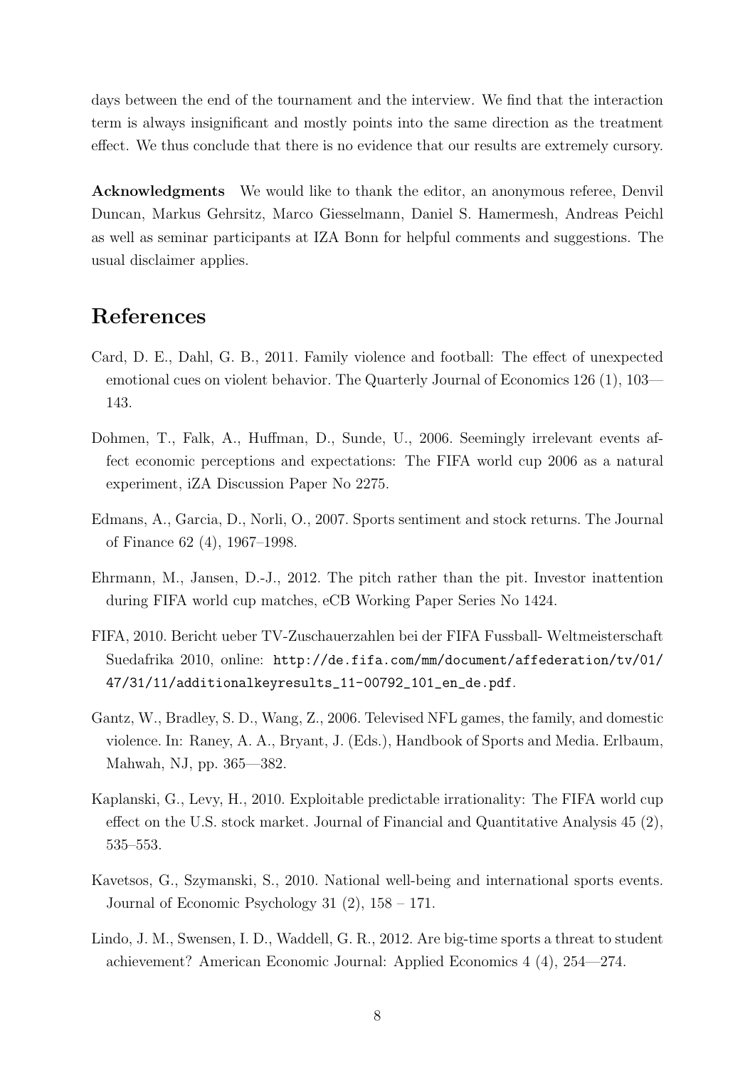days between the end of the tournament and the interview. We find that the interaction term is always insignificant and mostly points into the same direction as the treatment effect. We thus conclude that there is no evidence that our results are extremely cursory.

**Acknowledgments** We would like to thank the editor, an anonymous referee, Denvil Duncan, Markus Gehrsitz, Marco Giesselmann, Daniel S. Hamermesh, Andreas Peichl as well as seminar participants at IZA Bonn for helpful comments and suggestions. The usual disclaimer applies.

## References

Card, D. E., Dahl, G. B., 2011. Family violence and football: The effect of unexpected emotional cues on violent behavior. The Quarterly Journal of Economics 126 (1), 103—143.

Dohmen, T., Falk, A., Huffman, D., Sunde, U., 2006. Seemingly irrelevant events affect economic perceptions and expectations: The FIFA world cup 2006 as a natural experiment, iZA Discussion Paper No 2275.

Edmans, A., Garcia, D., Norli, O., 2007. Sports sentiment and stock returns. The Journal of Finance 62 (4), 1967–1998.

Ehrmann, M., Jansen, D.-J., 2012. The pitch rather than the pit. Investor inattention during FIFA world cup matches, eCB Working Paper Series No 1424.

FIFA, 2010. Bericht ueber TV-Zuschauerzahlen bei der FIFA Fussball- Weltmeisterschaft Suedafrika 2010, online: `http://de.fifa.com/mm/document/affederation/tv/01/47/31/11/additionalkeyresults_11-00792_101_en_de.pdf`.

Gantz, W., Bradley, S. D., Wang, Z., 2006. Televised NFL games, the family, and domestic violence. In: Raney, A. A., Bryant, J. (Eds.), Handbook of Sports and Media. Erlbaum, Mahwah, NJ, pp. 365—382.

Kaplanski, G., Levy, H., 2010. Exploitable predictable irrationality: The FIFA world cup effect on the U.S. stock market. Journal of Financial and Quantitative Analysis 45 (2), 535–553.

Kavetsos, G., Szymanski, S., 2010. National well-being and international sports events. Journal of Economic Psychology 31 (2), 158 – 171.

Lindo, J. M., Swensen, I. D., Waddell, G. R., 2012. Are big-time sports a threat to student achievement? American Economic Journal: Applied Economics 4 (4), 254—274.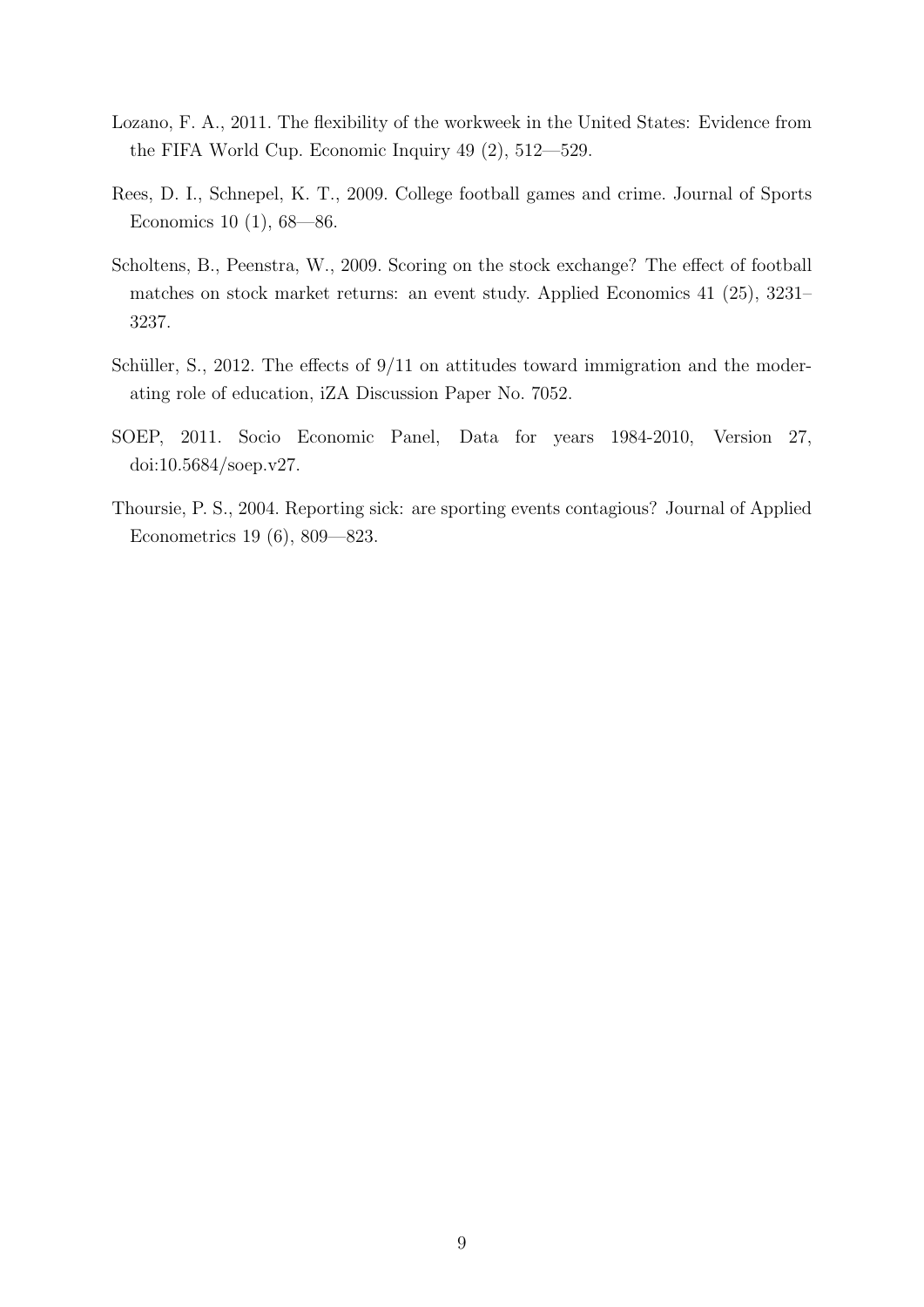Lozano, F. A., 2011. The flexibility of the workweek in the United States: Evidence from the FIFA World Cup. Economic Inquiry 49 (2), 512—529.

Rees, D. I., Schnepel, K. T., 2009. College football games and crime. Journal of Sports Economics 10 (1), 68—86.

Scholtens, B., Peenstra, W., 2009. Scoring on the stock exchange? The effect of football matches on stock market returns: an event study. Applied Economics 41 (25), 3231–3237.

Schüller, S., 2012. The effects of 9/11 on attitudes toward immigration and the moderating role of education, iZA Discussion Paper No. 7052.

SOEP, 2011. Socio Economic Panel, Data for years 1984-2010, Version 27, doi:10.5684/soep.v27.

Thoursie, P. S., 2004. Reporting sick: are sporting events contagious? Journal of Applied Econometrics 19 (6), 809—823.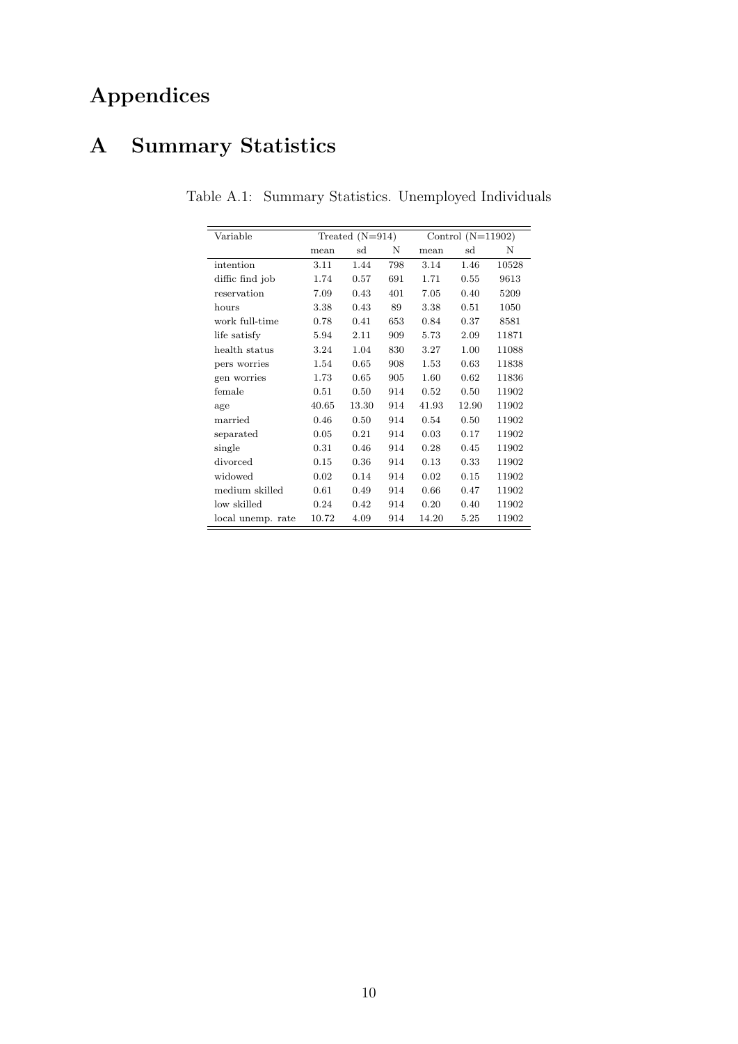# Appendices

# A Summary Statistics

Table A.1: Summary Statistics. Unemployed Individuals

| Variable | Treated (N=914) | | | Control (N=11902) | | |
|---|---|---|---|---|---|---|
| | mean | sd | N | mean | sd | N |
| intention | 3.11 | 1.44 | 798 | 3.14 | 1.46 | 10528 |
| diffic find job | 1.74 | 0.57 | 691 | 1.71 | 0.55 | 9613 |
| reservation | 7.09 | 0.43 | 401 | 7.05 | 0.40 | 5209 |
| hours | 3.38 | 0.43 | 89 | 3.38 | 0.51 | 1050 |
| work full-time | 0.78 | 0.41 | 653 | 0.84 | 0.37 | 8581 |
| life satisfy | 5.94 | 2.11 | 909 | 5.73 | 2.09 | 11871 |
| health status | 3.24 | 1.04 | 830 | 3.27 | 1.00 | 11088 |
| pers worries | 1.54 | 0.65 | 908 | 1.53 | 0.63 | 11838 |
| gen worries | 1.73 | 0.65 | 905 | 1.60 | 0.62 | 11836 |
| female | 0.51 | 0.50 | 914 | 0.52 | 0.50 | 11902 |
| age | 40.65 | 13.30 | 914 | 41.93 | 12.90 | 11902 |
| married | 0.46 | 0.50 | 914 | 0.54 | 0.50 | 11902 |
| separated | 0.05 | 0.21 | 914 | 0.03 | 0.17 | 11902 |
| single | 0.31 | 0.46 | 914 | 0.28 | 0.45 | 11902 |
| divorced | 0.15 | 0.36 | 914 | 0.13 | 0.33 | 11902 |
| widowed | 0.02 | 0.14 | 914 | 0.02 | 0.15 | 11902 |
| medium skilled | 0.61 | 0.49 | 914 | 0.66 | 0.47 | 11902 |
| low skilled | 0.24 | 0.42 | 914 | 0.20 | 0.40 | 11902 |
| local unemp. rate | 10.72 | 4.09 | 914 | 14.20 | 5.25 | 11902 |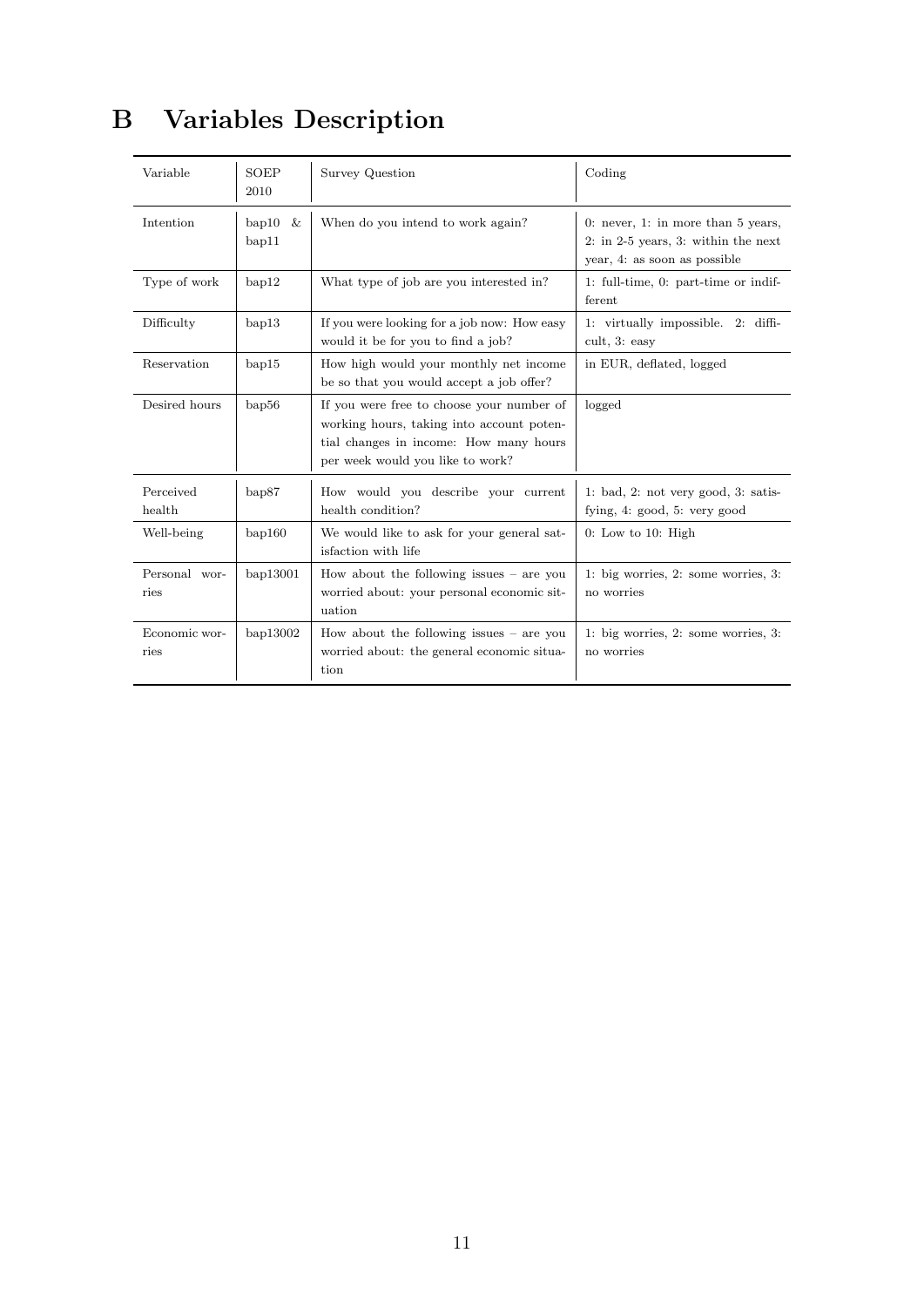# B Variables Description

| Variable | SOEP 2010 | Survey Question | Coding |
|---|---|---|---|
| Intention | bap10 & bap11 | When do you intend to work again? | 0: never, 1: in more than 5 years, 2: in 2-5 years, 3: within the next year, 4: as soon as possible |
| Type of work | bap12 | What type of job are you interested in? | 1: full-time, 0: part-time or indifferent |
| Difficulty | bap13 | If you were looking for a job now: How easy would it be for you to find a job? | 1: virtually impossible. 2: difficult, 3: easy |
| Reservation | bap15 | How high would your monthly net income be so that you would accept a job offer? | in EUR, deflated, logged |
| Desired hours | bap56 | If you were free to choose your number of working hours, taking into account potential changes in income: How many hours per week would you like to work? | logged |
| Perceived health | bap87 | How would you describe your current health condition? | 1: bad, 2: not very good, 3: satisfying, 4: good, 5: very good |
| Well-being | bap160 | We would like to ask for your general satisfaction with life | 0: Low to 10: High |
| Personal worries | bap13001 | How about the following issues – are you worried about: your personal economic situation | 1: big worries, 2: some worries, 3: no worries |
| Economic worries | bap13002 | How about the following issues – are you worried about: the general economic situation | 1: big worries, 2: some worries, 3: no worries |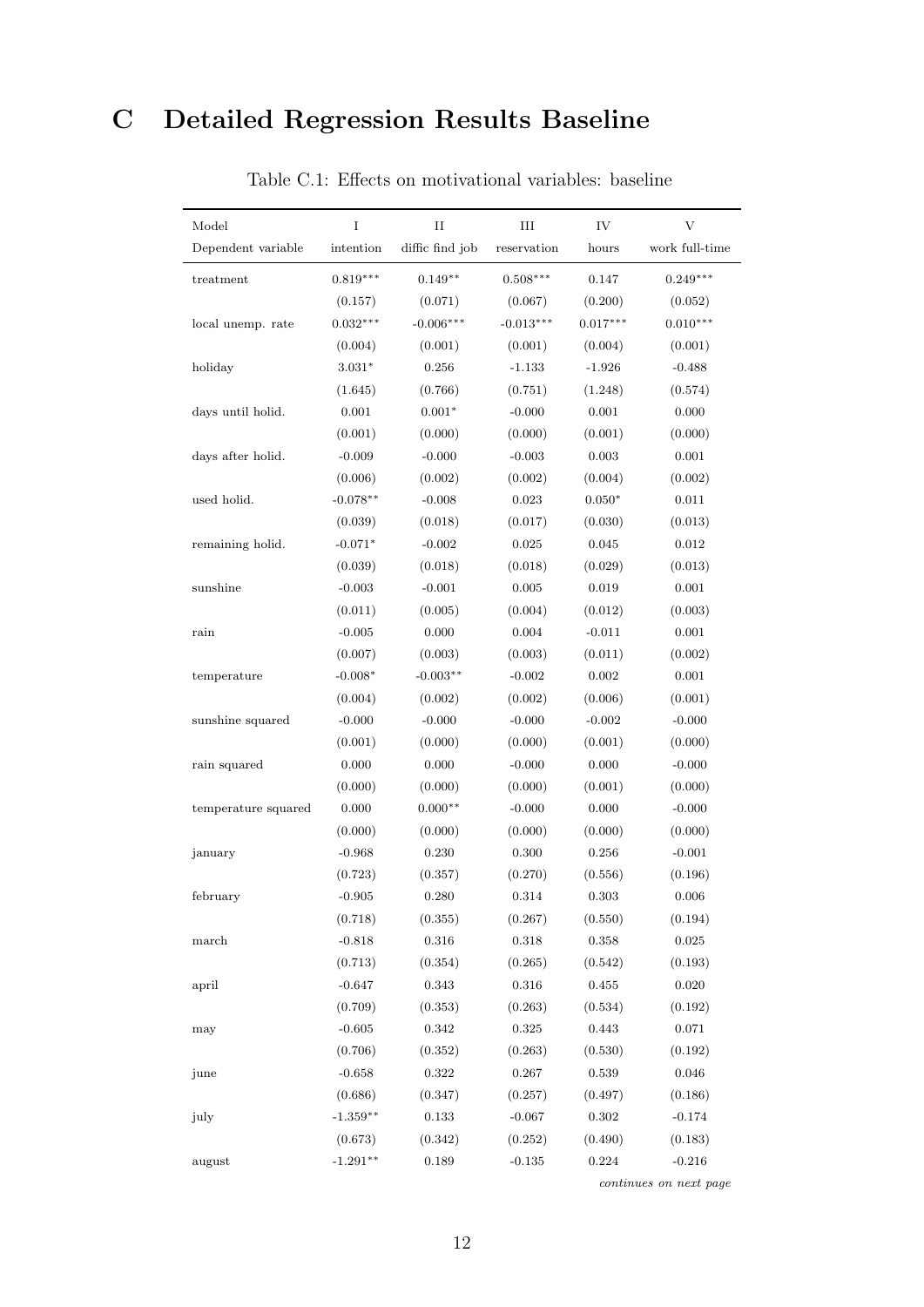# C Detailed Regression Results Baseline

Table C.1: Effects on motivational variables: baseline

| Model | I | II | III | IV | V |
|---|---|---|---|---|---|
| Dependent variable | intention | diffic find job | reservation | hours | work full-time |
| treatment | 0.819*** | 0.149** | 0.508*** | 0.147 | 0.249*** |
| | (0.157) | (0.071) | (0.067) | (0.200) | (0.052) |
| local unemp. rate | 0.032*** | -0.006*** | -0.013*** | 0.017*** | 0.010*** |
| | (0.004) | (0.001) | (0.001) | (0.004) | (0.001) |
| holiday | 3.031* | 0.256 | -1.133 | -1.926 | -0.488 |
| | (1.645) | (0.766) | (0.751) | (1.248) | (0.574) |
| days until holid. | 0.001 | 0.001* | -0.000 | 0.001 | 0.000 |
| | (0.001) | (0.000) | (0.000) | (0.001) | (0.000) |
| days after holid. | -0.009 | -0.000 | -0.003 | 0.003 | 0.001 |
| | (0.006) | (0.002) | (0.002) | (0.004) | (0.002) |
| used holid. | -0.078** | -0.008 | 0.023 | 0.050* | 0.011 |
| | (0.039) | (0.018) | (0.017) | (0.030) | (0.013) |
| remaining holid. | -0.071* | -0.002 | 0.025 | 0.045 | 0.012 |
| | (0.039) | (0.018) | (0.018) | (0.029) | (0.013) |
| sunshine | -0.003 | -0.001 | 0.005 | 0.019 | 0.001 |
| | (0.011) | (0.005) | (0.004) | (0.012) | (0.003) |
| rain | -0.005 | 0.000 | 0.004 | -0.011 | 0.001 |
| | (0.007) | (0.003) | (0.003) | (0.011) | (0.002) |
| temperature | -0.008* | -0.003** | -0.002 | 0.002 | 0.001 |
| | (0.004) | (0.002) | (0.002) | (0.006) | (0.001) |
| sunshine squared | -0.000 | -0.000 | -0.000 | -0.002 | -0.000 |
| | (0.001) | (0.000) | (0.000) | (0.001) | (0.000) |
| rain squared | 0.000 | 0.000 | -0.000 | 0.000 | -0.000 |
| | (0.000) | (0.000) | (0.000) | (0.001) | (0.000) |
| temperature squared | 0.000 | 0.000** | -0.000 | 0.000 | -0.000 |
| | (0.000) | (0.000) | (0.000) | (0.000) | (0.000) |
| january | -0.968 | 0.230 | 0.300 | 0.256 | -0.001 |
| | (0.723) | (0.357) | (0.270) | (0.556) | (0.196) |
| february | -0.905 | 0.280 | 0.314 | 0.303 | 0.006 |
| | (0.718) | (0.355) | (0.267) | (0.550) | (0.194) |
| march | -0.818 | 0.316 | 0.318 | 0.358 | 0.025 |
| | (0.713) | (0.354) | (0.265) | (0.542) | (0.193) |
| april | -0.647 | 0.343 | 0.316 | 0.455 | 0.020 |
| | (0.709) | (0.353) | (0.263) | (0.534) | (0.192) |
| may | -0.605 | 0.342 | 0.325 | 0.443 | 0.071 |
| | (0.706) | (0.352) | (0.263) | (0.530) | (0.192) |
| june | -0.658 | 0.322 | 0.267 | 0.539 | 0.046 |
| | (0.686) | (0.347) | (0.257) | (0.497) | (0.186) |
| july | -1.359** | 0.133 | -0.067 | 0.302 | -0.174 |
| | (0.673) | (0.342) | (0.252) | (0.490) | (0.183) |
| august | -1.291** | 0.189 | -0.135 | 0.224 | -0.216 |

*continues on next page*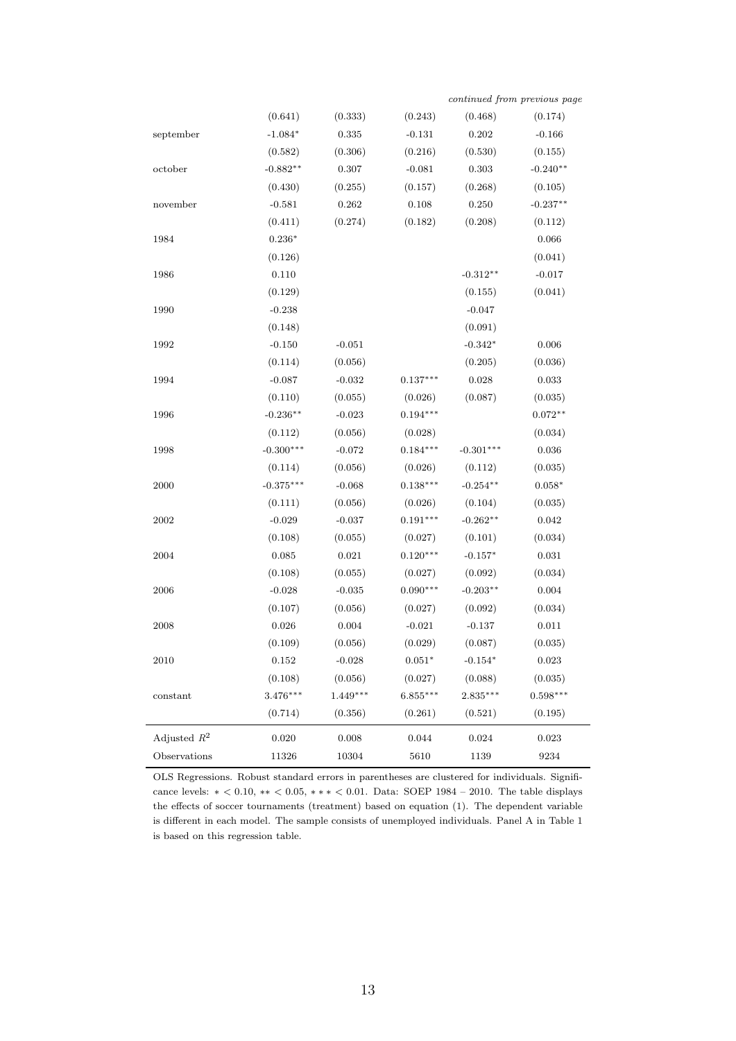*continued from previous page*

| | | | | | |
|---|---|---|---|---|---|
| | (0.641) | (0.333) | (0.243) | (0.468) | (0.174) |
| september | -1.084* | 0.335 | -0.131 | 0.202 | -0.166 |
| | (0.582) | (0.306) | (0.216) | (0.530) | (0.155) |
| october | -0.882** | 0.307 | -0.081 | 0.303 | -0.240** |
| | (0.430) | (0.255) | (0.157) | (0.268) | (0.105) |
| november | -0.581 | 0.262 | 0.108 | 0.250 | -0.237** |
| | (0.411) | (0.274) | (0.182) | (0.208) | (0.112) |
| 1984 | 0.236* | | | | 0.066 |
| | (0.126) | | | | (0.041) |
| 1986 | 0.110 | | | -0.312** | -0.017 |
| | (0.129) | | | (0.155) | (0.041) |
| 1990 | -0.238 | | | -0.047 | |
| | (0.148) | | | (0.091) | |
| 1992 | -0.150 | -0.051 | | -0.342* | 0.006 |
| | (0.114) | (0.056) | | (0.205) | (0.036) |
| 1994 | -0.087 | -0.032 | 0.137*** | 0.028 | 0.033 |
| | (0.110) | (0.055) | (0.026) | (0.087) | (0.035) |
| 1996 | -0.236** | -0.023 | 0.194*** | | 0.072** |
| | (0.112) | (0.056) | (0.028) | | (0.034) |
| 1998 | -0.300*** | -0.072 | 0.184*** | -0.301*** | 0.036 |
| | (0.114) | (0.056) | (0.026) | (0.112) | (0.035) |
| 2000 | -0.375*** | -0.068 | 0.138*** | -0.254** | 0.058* |
| | (0.111) | (0.056) | (0.026) | (0.104) | (0.035) |
| 2002 | -0.029 | -0.037 | 0.191*** | -0.262** | 0.042 |
| | (0.108) | (0.055) | (0.027) | (0.101) | (0.034) |
| 2004 | 0.085 | 0.021 | 0.120*** | -0.157* | 0.031 |
| | (0.108) | (0.055) | (0.027) | (0.092) | (0.034) |
| 2006 | -0.028 | -0.035 | 0.090*** | -0.203** | 0.004 |
| | (0.107) | (0.056) | (0.027) | (0.092) | (0.034) |
| 2008 | 0.026 | 0.004 | -0.021 | -0.137 | 0.011 |
| | (0.109) | (0.056) | (0.029) | (0.087) | (0.035) |
| 2010 | 0.152 | -0.028 | 0.051* | -0.154* | 0.023 |
| | (0.108) | (0.056) | (0.027) | (0.088) | (0.035) |
| constant | 3.476*** | 1.449*** | 6.855*** | 2.835*** | 0.598*** |
| | (0.714) | (0.356) | (0.261) | (0.521) | (0.195) |
| Adjusted $R^2$ | 0.020 | 0.008 | 0.044 | 0.024 | 0.023 |
| Observations | 11326 | 10304 | 5610 | 1139 | 9234 |

OLS Regressions. Robust standard errors in parentheses are clustered for individuals. Significance levels: $* < 0.10$, $** < 0.05$, $*** < 0.01$. Data: SOEP 1984 – 2010. The table displays the effects of soccer tournaments (treatment) based on equation (1). The dependent variable is different in each model. The sample consists of unemployed individuals. Panel A in Table 1 is based on this regression table.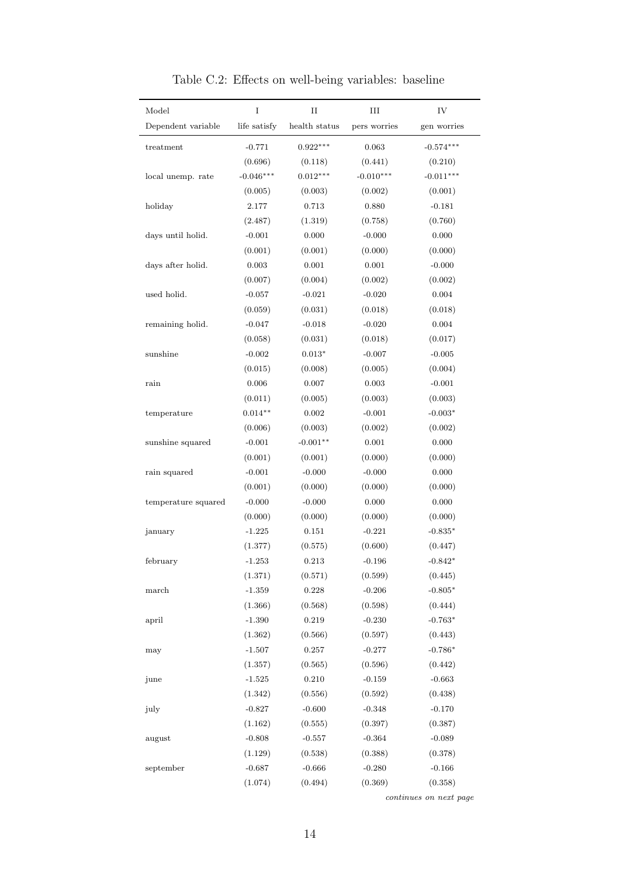Table C.2: Effects on well-being variables: baseline

| Model | I | II | III | IV |
|---|---|---|---|---|
| Dependent variable | life satisfy | health status | pers worries | gen worries |
| treatment | -0.771 | 0.922*** | 0.063 | -0.574*** |
| | (0.696) | (0.118) | (0.441) | (0.210) |
| local unemp. rate | -0.046*** | 0.012*** | -0.010*** | -0.011*** |
| | (0.005) | (0.003) | (0.002) | (0.001) |
| holiday | 2.177 | 0.713 | 0.880 | -0.181 |
| | (2.487) | (1.319) | (0.758) | (0.760) |
| days until holid. | -0.001 | 0.000 | -0.000 | 0.000 |
| | (0.001) | (0.001) | (0.000) | (0.000) |
| days after holid. | 0.003 | 0.001 | 0.001 | -0.000 |
| | (0.007) | (0.004) | (0.002) | (0.002) |
| used holid. | -0.057 | -0.021 | -0.020 | 0.004 |
| | (0.059) | (0.031) | (0.018) | (0.018) |
| remaining holid. | -0.047 | -0.018 | -0.020 | 0.004 |
| | (0.058) | (0.031) | (0.018) | (0.017) |
| sunshine | -0.002 | 0.013* | -0.007 | -0.005 |
| | (0.015) | (0.008) | (0.005) | (0.004) |
| rain | 0.006 | 0.007 | 0.003 | -0.001 |
| | (0.011) | (0.005) | (0.003) | (0.003) |
| temperature | 0.014** | 0.002 | -0.001 | -0.003* |
| | (0.006) | (0.003) | (0.002) | (0.002) |
| sunshine squared | -0.001 | -0.001** | 0.001 | 0.000 |
| | (0.001) | (0.001) | (0.000) | (0.000) |
| rain squared | -0.001 | -0.000 | -0.000 | 0.000 |
| | (0.001) | (0.000) | (0.000) | (0.000) |
| temperature squared | -0.000 | -0.000 | 0.000 | 0.000 |
| | (0.000) | (0.000) | (0.000) | (0.000) |
| january | -1.225 | 0.151 | -0.221 | -0.835* |
| | (1.377) | (0.575) | (0.600) | (0.447) |
| february | -1.253 | 0.213 | -0.196 | -0.842* |
| | (1.371) | (0.571) | (0.599) | (0.445) |
| march | -1.359 | 0.228 | -0.206 | -0.805* |
| | (1.366) | (0.568) | (0.598) | (0.444) |
| april | -1.390 | 0.219 | -0.230 | -0.763* |
| | (1.362) | (0.566) | (0.597) | (0.443) |
| may | -1.507 | 0.257 | -0.277 | -0.786* |
| | (1.357) | (0.565) | (0.596) | (0.442) |
| june | -1.525 | 0.210 | -0.159 | -0.663 |
| | (1.342) | (0.556) | (0.592) | (0.438) |
| july | -0.827 | -0.600 | -0.348 | -0.170 |
| | (1.162) | (0.555) | (0.397) | (0.387) |
| august | -0.808 | -0.557 | -0.364 | -0.089 |
| | (1.129) | (0.538) | (0.388) | (0.378) |
| september | -0.687 | -0.666 | -0.280 | -0.166 |
| | (1.074) | (0.494) | (0.369) | (0.358) |

*continues on next page*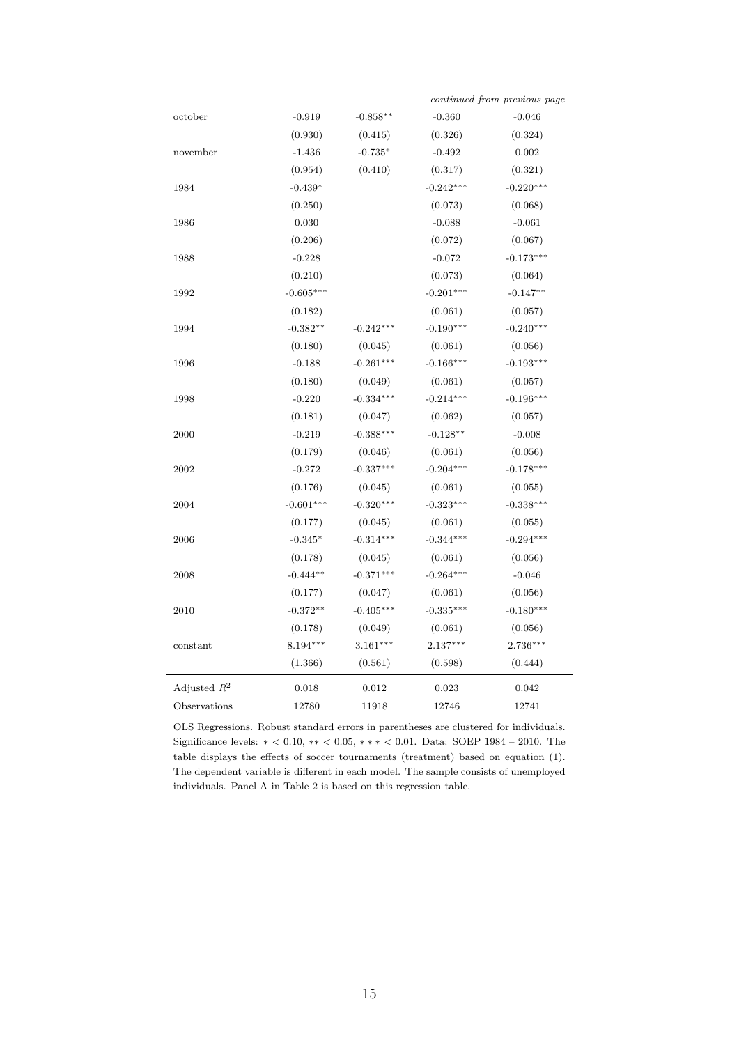*continued from previous page*

| | | | | |
|---|---|---|---|---|
| october | -0.919 | -0.858** | -0.360 | -0.046 |
| | (0.930) | (0.415) | (0.326) | (0.324) |
| november | -1.436 | -0.735* | -0.492 | 0.002 |
| | (0.954) | (0.410) | (0.317) | (0.321) |
| 1984 | -0.439* | | -0.242*** | -0.220*** |
| | (0.250) | | (0.073) | (0.068) |
| 1986 | 0.030 | | -0.088 | -0.061 |
| | (0.206) | | (0.072) | (0.067) |
| 1988 | -0.228 | | -0.072 | -0.173*** |
| | (0.210) | | (0.073) | (0.064) |
| 1992 | -0.605*** | | -0.201*** | -0.147** |
| | (0.182) | | (0.061) | (0.057) |
| 1994 | -0.382** | -0.242*** | -0.190*** | -0.240*** |
| | (0.180) | (0.045) | (0.061) | (0.056) |
| 1996 | -0.188 | -0.261*** | -0.166*** | -0.193*** |
| | (0.180) | (0.049) | (0.061) | (0.057) |
| 1998 | -0.220 | -0.334*** | -0.214*** | -0.196*** |
| | (0.181) | (0.047) | (0.062) | (0.057) |
| 2000 | -0.219 | -0.388*** | -0.128** | -0.008 |
| | (0.179) | (0.046) | (0.061) | (0.056) |
| 2002 | -0.272 | -0.337*** | -0.204*** | -0.178*** |
| | (0.176) | (0.045) | (0.061) | (0.055) |
| 2004 | -0.601*** | -0.320*** | -0.323*** | -0.338*** |
| | (0.177) | (0.045) | (0.061) | (0.055) |
| 2006 | -0.345* | -0.314*** | -0.344*** | -0.294*** |
| | (0.178) | (0.045) | (0.061) | (0.056) |
| 2008 | -0.444** | -0.371*** | -0.264*** | -0.046 |
| | (0.177) | (0.047) | (0.061) | (0.056) |
| 2010 | -0.372** | -0.405*** | -0.335*** | -0.180*** |
| | (0.178) | (0.049) | (0.061) | (0.056) |
| constant | 8.194*** | 3.161*** | 2.137*** | 2.736*** |
| | (1.366) | (0.561) | (0.598) | (0.444) |
| Adjusted $R^2$ | 0.018 | 0.012 | 0.023 | 0.042 |
| Observations | 12780 | 11918 | 12746 | 12741 |

OLS Regressions. Robust standard errors in parentheses are clustered for individuals. Significance levels: $* < 0.10$, $** < 0.05$, $*** < 0.01$. Data: SOEP 1984 – 2010. The table displays the effects of soccer tournaments (treatment) based on equation (1). The dependent variable is different in each model. The sample consists of unemployed individuals. Panel A in Table 2 is based on this regression table.